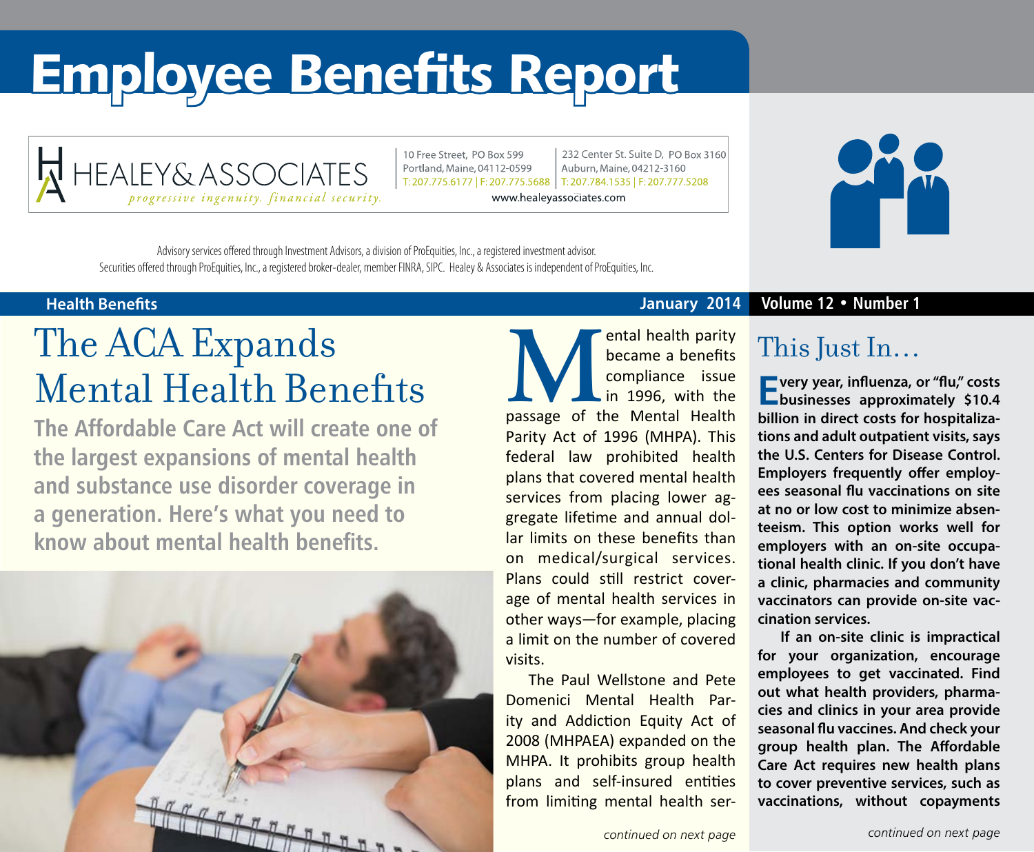# Employee Benefits Report

HEALEY & ASSOCIATES
*progressive ingenuity. financial security.*

10 Free Street, PO Box 599
Portland, Maine, 04112-0599
T: 207.775.6177 | F: 207.775.5688

232 Center St. Suite D, PO Box 3160
Auburn, Maine, 04212-3160
T: 207.784.1535 | F: 207.777.5208

www.healeyassociates.com

Advisory services offered through Investment Advisors, a division of ProEquities, Inc., a registered investment advisor.
Securities offered through ProEquities, Inc., a registered broker-dealer, member FINRA, SIPC. Healey & Associates is independent of ProEquities, Inc.

**Health Benefits** — January 2014 — Volume 12 • Number 1

## The ACA Expands Mental Health Benefits

**The Affordable Care Act will create one of the largest expansions of mental health and substance use disorder coverage in a generation. Here's what you need to know about mental health benefits.**

Mental health parity became a benefits compliance issue in 1996, with the passage of the Mental Health Parity Act of 1996 (MHPA). This federal law prohibited health plans that covered mental health services from placing lower aggregate lifetime and annual dollar limits on these benefits than on medical/surgical services. Plans could still restrict coverage of mental health services in other ways—for example, placing a limit on the number of covered visits.

The Paul Wellstone and Pete Domenici Mental Health Parity and Addiction Equity Act of 2008 (MHPAEA) expanded on the MHPA. It prohibits group health plans and self-insured entities from limiting mental health ser-

*continued on next page*

## This Just In…

**Every year, influenza, or "flu," costs businesses approximately $10.4 billion in direct costs for hospitalizations and adult outpatient visits, says the U.S. Centers for Disease Control. Employers frequently offer employees seasonal flu vaccinations on site at no or low cost to minimize absenteeism. This option works well for employers with an on-site occupational health clinic. If you don't have a clinic, pharmacies and community vaccinators can provide on-site vaccination services.**

**If an on-site clinic is impractical for your organization, encourage employees to get vaccinated. Find out what health providers, pharmacies and clinics in your area provide seasonal flu vaccines. And check your group health plan. The Affordable Care Act requires new health plans to cover preventive services, such as vaccinations, without copayments**

*continued on next page*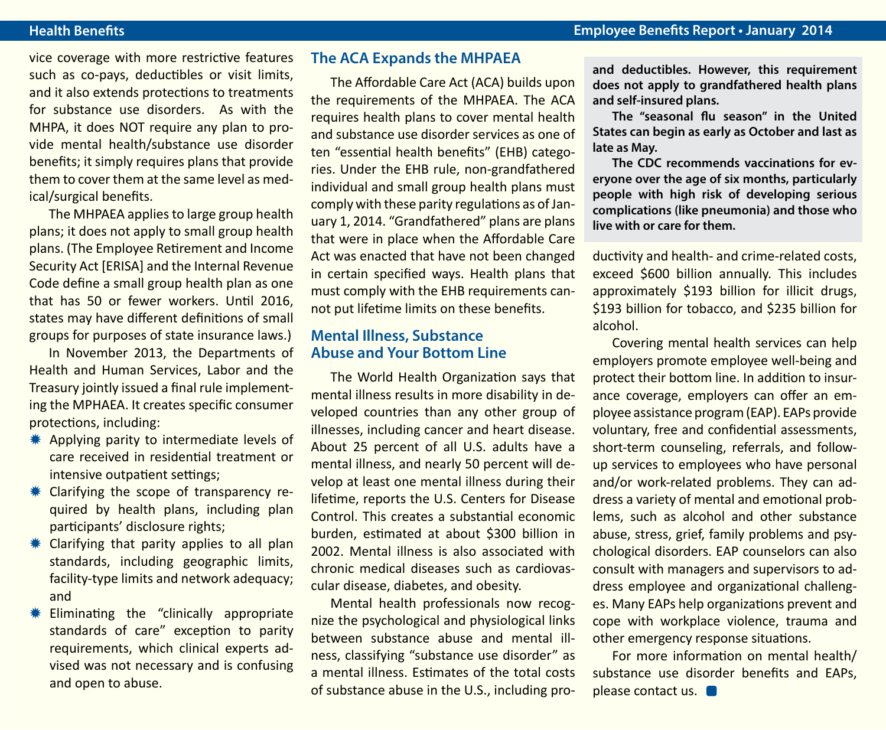vice coverage with more restrictive features such as co-pays, deductibles or visit limits, and it also extends protections to treatments for substance use disorders. As with the MHPA, it does NOT require any plan to provide mental health/substance use disorder benefits; it simply requires plans that provide them to cover them at the same level as medical/surgical benefits.

The MHPAEA applies to large group health plans; it does not apply to small group health plans. (The Employee Retirement and Income Security Act [ERISA] and the Internal Revenue Code define a small group health plan as one that has 50 or fewer workers. Until 2016, states may have different definitions of small groups for purposes of state insurance laws.)

In November 2013, the Departments of Health and Human Services, Labor and the Treasury jointly issued a final rule implementing the MPHAEA. It creates specific consumer protections, including:

- Applying parity to intermediate levels of care received in residential treatment or intensive outpatient settings;
- Clarifying the scope of transparency required by health plans, including plan participants' disclosure rights;
- Clarifying that parity applies to all plan standards, including geographic limits, facility-type limits and network adequacy; and
- Eliminating the "clinically appropriate standards of care" exception to parity requirements, which clinical experts advised was not necessary and is confusing and open to abuse.

## The ACA Expands the MHPAEA

The Affordable Care Act (ACA) builds upon the requirements of the MHPAEA. The ACA requires health plans to cover mental health and substance use disorder services as one of ten "essential health benefits" (EHB) categories. Under the EHB rule, non-grandfathered individual and small group health plans must comply with these parity regulations as of January 1, 2014. "Grandfathered" plans are plans that were in place when the Affordable Care Act was enacted that have not been changed in certain specified ways. Health plans that must comply with the EHB requirements cannot put lifetime limits on these benefits.

## Mental Illness, Substance Abuse and Your Bottom Line

The World Health Organization says that mental illness results in more disability in developed countries than any other group of illnesses, including cancer and heart disease. About 25 percent of all U.S. adults have a mental illness, and nearly 50 percent will develop at least one mental illness during their lifetime, reports the U.S. Centers for Disease Control. This creates a substantial economic burden, estimated at about $300 billion in 2002. Mental illness is also associated with chronic medical diseases such as cardiovascular disease, diabetes, and obesity.

Mental health professionals now recognize the psychological and physiological links between substance abuse and mental illness, classifying "substance use disorder" as a mental illness. Estimates of the total costs of substance abuse in the U.S., including productivity and health- and crime-related costs, exceed $600 billion annually. This includes approximately $193 billion for illicit drugs, $193 billion for tobacco, and $235 billion for alcohol.

Covering mental health services can help employers promote employee well-being and protect their bottom line. In addition to insurance coverage, employers can offer an employee assistance program (EAP). EAPs provide voluntary, free and confidential assessments, short-term counseling, referrals, and follow-up services to employees who have personal and/or work-related problems. They can address a variety of mental and emotional problems, such as alcohol and other substance abuse, stress, grief, family problems and psychological disorders. EAP counselors can also consult with managers and supervisors to address employee and organizational challenges. Many EAPs help organizations prevent and cope with workplace violence, trauma and other emergency response situations.

For more information on mental health/substance use disorder benefits and EAPs, please contact us.

**and deductibles. However, this requirement does not apply to grandfathered health plans and self-insured plans.**

**The "seasonal flu season" in the United States can begin as early as October and last as late as May.**

**The CDC recommends vaccinations for everyone over the age of six months, particularly people with high risk of developing serious complications (like pneumonia) and those who live with or care for them.**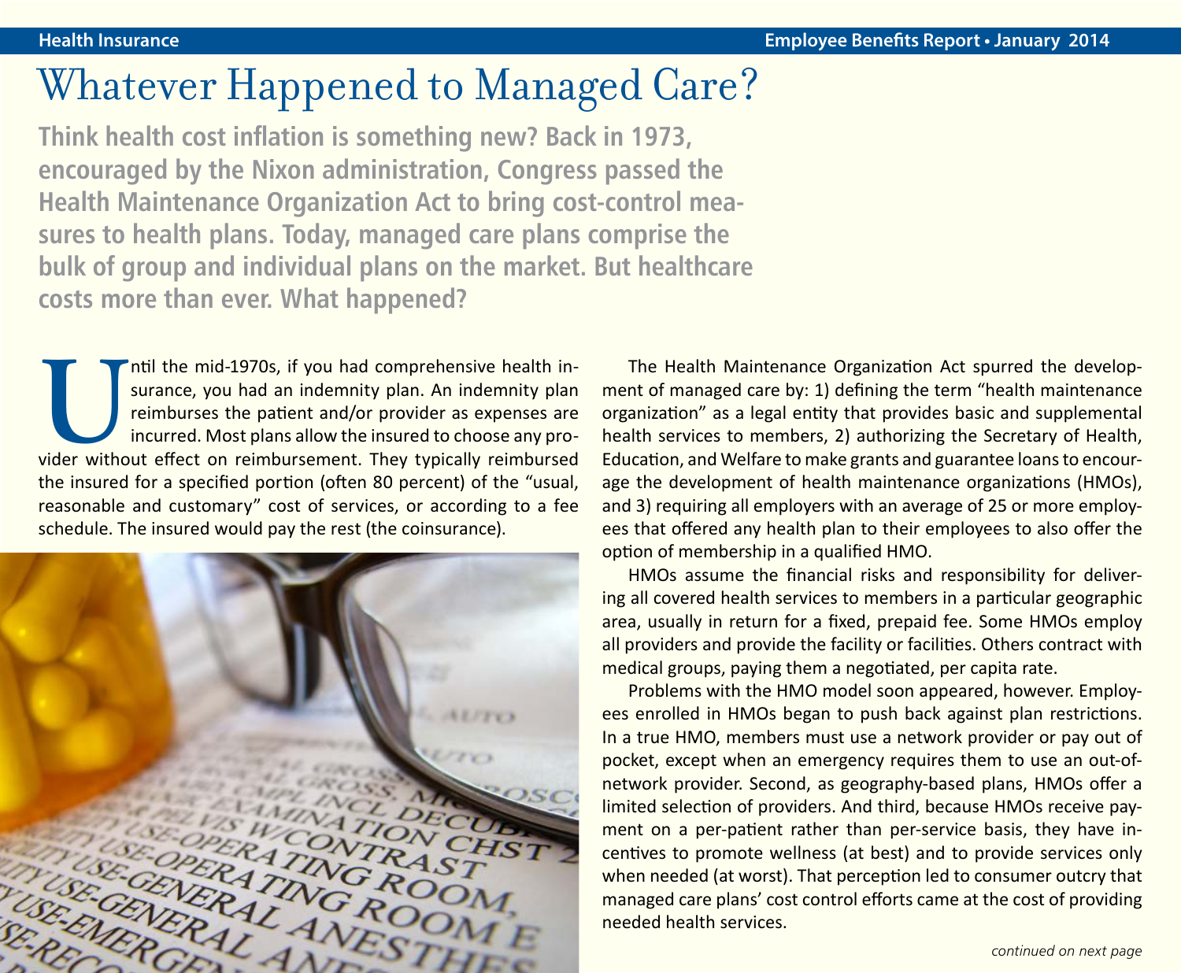# Whatever Happened to Managed Care?

**Think health cost inflation is something new? Back in 1973, encouraged by the Nixon administration, Congress passed the Health Maintenance Organization Act to bring cost-control measures to health plans. Today, managed care plans comprise the bulk of group and individual plans on the market. But healthcare costs more than ever. What happened?**

Until the mid-1970s, if you had comprehensive health insurance, you had an indemnity plan. An indemnity plan reimburses the patient and/or provider as expenses are incurred. Most plans allow the insured to choose any provider without effect on reimbursement. They typically reimbursed the insured for a specified portion (often 80 percent) of the "usual, reasonable and customary" cost of services, or according to a fee schedule. The insured would pay the rest (the coinsurance).

The Health Maintenance Organization Act spurred the development of managed care by: 1) defining the term "health maintenance organization" as a legal entity that provides basic and supplemental health services to members, 2) authorizing the Secretary of Health, Education, and Welfare to make grants and guarantee loans to encourage the development of health maintenance organizations (HMOs), and 3) requiring all employers with an average of 25 or more employees that offered any health plan to their employees to also offer the option of membership in a qualified HMO.

HMOs assume the financial risks and responsibility for delivering all covered health services to members in a particular geographic area, usually in return for a fixed, prepaid fee. Some HMOs employ all providers and provide the facility or facilities. Others contract with medical groups, paying them a negotiated, per capita rate.

Problems with the HMO model soon appeared, however. Employees enrolled in HMOs began to push back against plan restrictions. In a true HMO, members must use a network provider or pay out of pocket, except when an emergency requires them to use an out-of-network provider. Second, as geography-based plans, HMOs offer a limited selection of providers. And third, because HMOs receive payment on a per-patient rather than per-service basis, they have incentives to promote wellness (at best) and to provide services only when needed (at worst). That perception led to consumer outcry that managed care plans' cost control efforts came at the cost of providing needed health services.

*continued on next page*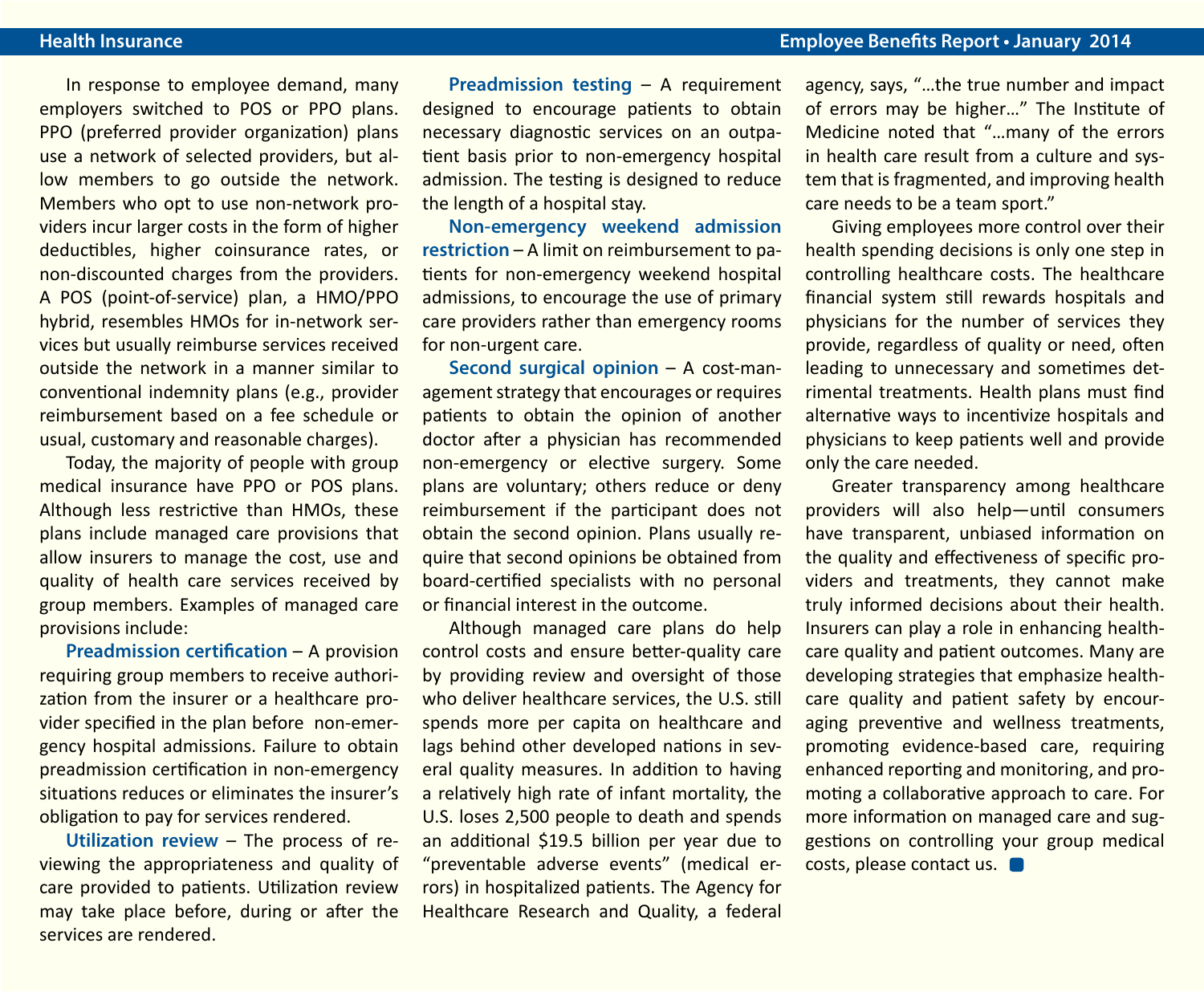In response to employee demand, many employers switched to POS or PPO plans. PPO (preferred provider organization) plans use a network of selected providers, but allow members to go outside the network. Members who opt to use non-network providers incur larger costs in the form of higher deductibles, higher coinsurance rates, or non-discounted charges from the providers. A POS (point-of-service) plan, a HMO/PPO hybrid, resembles HMOs for in-network services but usually reimburse services received outside the network in a manner similar to conventional indemnity plans (e.g., provider reimbursement based on a fee schedule or usual, customary and reasonable charges).

Today, the majority of people with group medical insurance have PPO or POS plans. Although less restrictive than HMOs, these plans include managed care provisions that allow insurers to manage the cost, use and quality of health care services received by group members. Examples of managed care provisions include:

**Preadmission certification** – A provision requiring group members to receive authorization from the insurer or a healthcare provider specified in the plan before non-emergency hospital admissions. Failure to obtain preadmission certification in non-emergency situations reduces or eliminates the insurer's obligation to pay for services rendered.

**Utilization review** – The process of reviewing the appropriateness and quality of care provided to patients. Utilization review may take place before, during or after the services are rendered.

**Preadmission testing** – A requirement designed to encourage patients to obtain necessary diagnostic services on an outpatient basis prior to non-emergency hospital admission. The testing is designed to reduce the length of a hospital stay.

**Non-emergency weekend admission restriction** – A limit on reimbursement to patients for non-emergency weekend hospital admissions, to encourage the use of primary care providers rather than emergency rooms for non-urgent care.

**Second surgical opinion** – A cost-management strategy that encourages or requires patients to obtain the opinion of another doctor after a physician has recommended non-emergency or elective surgery. Some plans are voluntary; others reduce or deny reimbursement if the participant does not obtain the second opinion. Plans usually require that second opinions be obtained from board-certified specialists with no personal or financial interest in the outcome.

Although managed care plans do help control costs and ensure better-quality care by providing review and oversight of those who deliver healthcare services, the U.S. still spends more per capita on healthcare and lags behind other developed nations in several quality measures. In addition to having a relatively high rate of infant mortality, the U.S. loses 2,500 people to death and spends an additional $19.5 billion per year due to "preventable adverse events" (medical errors) in hospitalized patients. The Agency for Healthcare Research and Quality, a federal agency, says, "…the true number and impact of errors may be higher…" The Institute of Medicine noted that "…many of the errors in health care result from a culture and system that is fragmented, and improving health care needs to be a team sport."

Giving employees more control over their health spending decisions is only one step in controlling healthcare costs. The healthcare financial system still rewards hospitals and physicians for the number of services they provide, regardless of quality or need, often leading to unnecessary and sometimes detrimental treatments. Health plans must find alternative ways to incentivize hospitals and physicians to keep patients well and provide only the care needed.

Greater transparency among healthcare providers will also help—until consumers have transparent, unbiased information on the quality and effectiveness of specific providers and treatments, they cannot make truly informed decisions about their health. Insurers can play a role in enhancing healthcare quality and patient outcomes. Many are developing strategies that emphasize healthcare quality and patient safety by encouraging preventive and wellness treatments, promoting evidence-based care, requiring enhanced reporting and monitoring, and promoting a collaborative approach to care. For more information on managed care and suggestions on controlling your group medical costs, please contact us.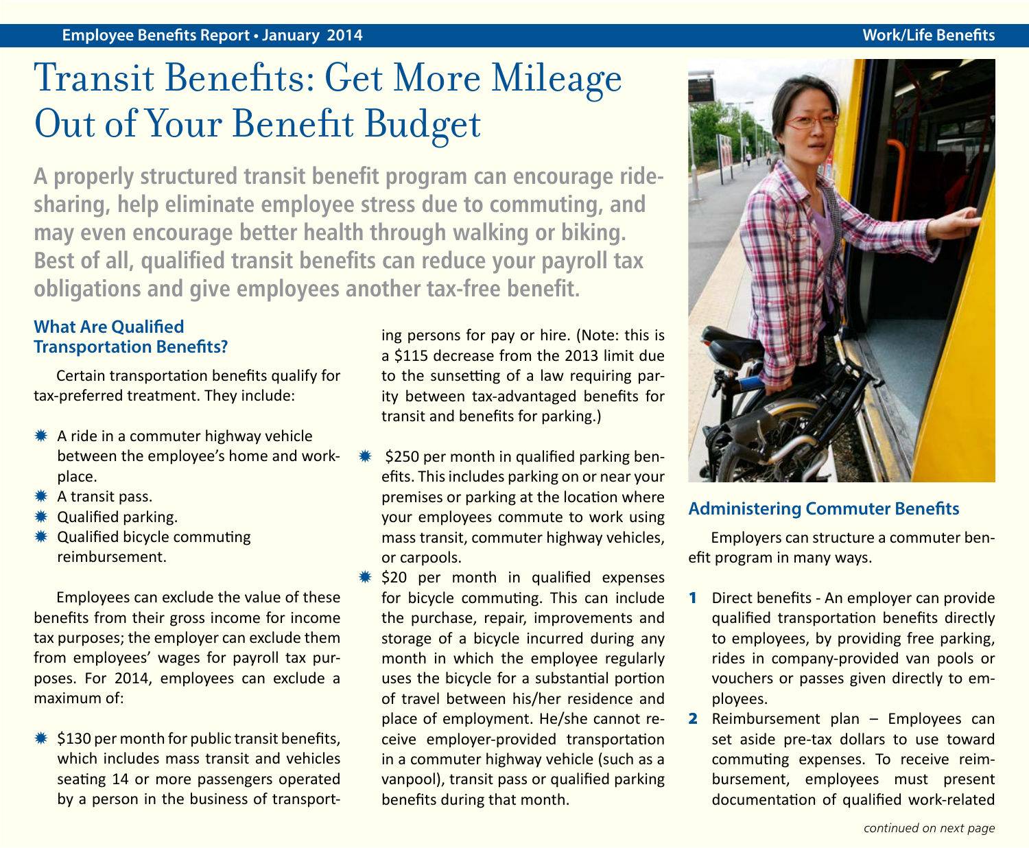# Transit Benefits: Get More Mileage Out of Your Benefit Budget

**A properly structured transit benefit program can encourage ride-sharing, help eliminate employee stress due to commuting, and may even encourage better health through walking or biking. Best of all, qualified transit benefits can reduce your payroll tax obligations and give employees another tax-free benefit.**

## What Are Qualified Transportation Benefits?

Certain transportation benefits qualify for tax-preferred treatment. They include:

- A ride in a commuter highway vehicle between the employee's home and workplace.
- A transit pass.
- Qualified parking.
- Qualified bicycle commuting reimbursement.

Employees can exclude the value of these benefits from their gross income for income tax purposes; the employer can exclude them from employees' wages for payroll tax purposes. For 2014, employees can exclude a maximum of:

- $130 per month for public transit benefits, which includes mass transit and vehicles seating 14 or more passengers operated by a person in the business of transporting persons for pay or hire. (Note: this is a $115 decrease from the 2013 limit due to the sunsetting of a law requiring parity between tax-advantaged benefits for transit and benefits for parking.)
- $250 per month in qualified parking benefits. This includes parking on or near your premises or parking at the location where your employees commute to work using mass transit, commuter highway vehicles, or carpools.
- $20 per month in qualified expenses for bicycle commuting. This can include the purchase, repair, improvements and storage of a bicycle incurred during any month in which the employee regularly uses the bicycle for a substantial portion of travel between his/her residence and place of employment. He/she cannot receive employer-provided transportation in a commuter highway vehicle (such as a vanpool), transit pass or qualified parking benefits during that month.

## Administering Commuter Benefits

Employers can structure a commuter benefit program in many ways.

1. Direct benefits - An employer can provide qualified transportation benefits directly to employees, by providing free parking, rides in company-provided van pools or vouchers or passes given directly to employees.
2. Reimbursement plan – Employees can set aside pre-tax dollars to use toward commuting expenses. To receive reimbursement, employees must present documentation of qualified work-related

*continued on next page*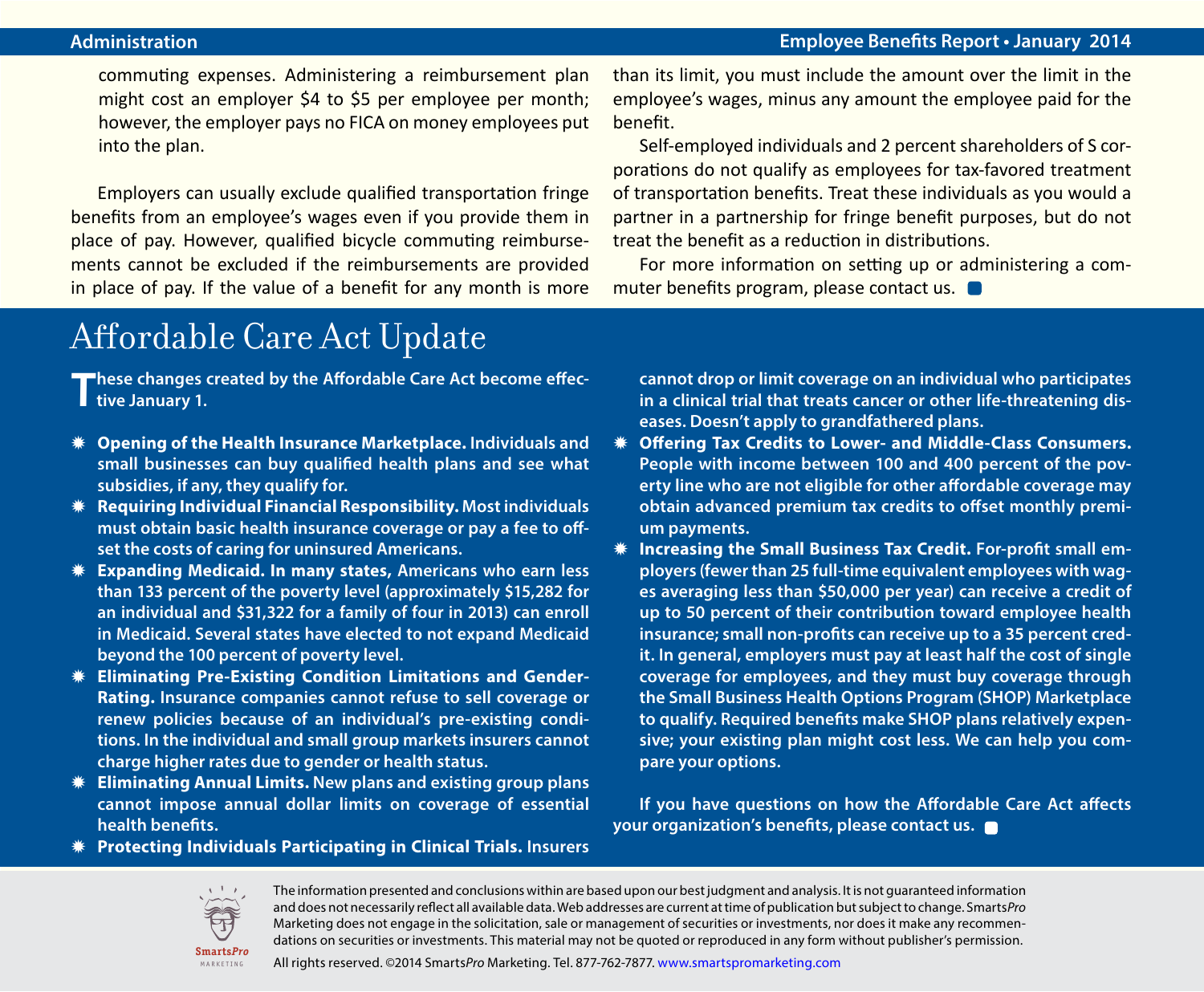commuting expenses. Administering a reimbursement plan might cost an employer $4 to $5 per employee per month; however, the employer pays no FICA on money employees put into the plan.

Employers can usually exclude qualified transportation fringe benefits from an employee's wages even if you provide them in place of pay. However, qualified bicycle commuting reimbursements cannot be excluded if the reimbursements are provided in place of pay. If the value of a benefit for any month is more than its limit, you must include the amount over the limit in the employee's wages, minus any amount the employee paid for the benefit.

Self-employed individuals and 2 percent shareholders of S corporations do not qualify as employees for tax-favored treatment of transportation benefits. Treat these individuals as you would a partner in a partnership for fringe benefit purposes, but do not treat the benefit as a reduction in distributions.

For more information on setting up or administering a commuter benefits program, please contact us.

# Affordable Care Act Update

**These changes created by the Affordable Care Act become effective January 1.**

- **Opening of the Health Insurance Marketplace. Individuals and small businesses can buy qualified health plans and see what subsidies, if any, they qualify for.**
- **Requiring Individual Financial Responsibility. Most individuals must obtain basic health insurance coverage or pay a fee to offset the costs of caring for uninsured Americans.**
- **Expanding Medicaid. In many states, Americans who earn less than 133 percent of the poverty level (approximately $15,282 for an individual and $31,322 for a family of four in 2013) can enroll in Medicaid. Several states have elected to not expand Medicaid beyond the 100 percent of poverty level.**
- **Eliminating Pre-Existing Condition Limitations and Gender-Rating. Insurance companies cannot refuse to sell coverage or renew policies because of an individual's pre-existing conditions. In the individual and small group markets insurers cannot charge higher rates due to gender or health status.**
- **Eliminating Annual Limits. New plans and existing group plans cannot impose annual dollar limits on coverage of essential health benefits.**
- **Protecting Individuals Participating in Clinical Trials. Insurers cannot drop or limit coverage on an individual who participates in a clinical trial that treats cancer or other life-threatening diseases. Doesn't apply to grandfathered plans.**
- **Offering Tax Credits to Lower- and Middle-Class Consumers. People with income between 100 and 400 percent of the poverty line who are not eligible for other affordable coverage may obtain advanced premium tax credits to offset monthly premium payments.**
- **Increasing the Small Business Tax Credit. For-profit small employers (fewer than 25 full-time equivalent employees with wages averaging less than $50,000 per year) can receive a credit of up to 50 percent of their contribution toward employee health insurance; small non-profits can receive up to a 35 percent credit. In general, employers must pay at least half the cost of single coverage for employees, and they must buy coverage through the Small Business Health Options Program (SHOP) Marketplace to qualify. Required benefits make SHOP plans relatively expensive; your existing plan might cost less. We can help you compare your options.**

**If you have questions on how the Affordable Care Act affects your organization's benefits, please contact us.**

The information presented and conclusions within are based upon our best judgment and analysis. It is not guaranteed information and does not necessarily reflect all available data. Web addresses are current at time of publication but subject to change. Smarts*Pro* Marketing does not engage in the solicitation, sale or management of securities or investments, nor does it make any recommendations on securities or investments. This material may not be quoted or reproduced in any form without publisher's permission.

All rights reserved. ©2014 Smarts*Pro* Marketing. Tel. 877-762-7877. www.smartspromarketing.com